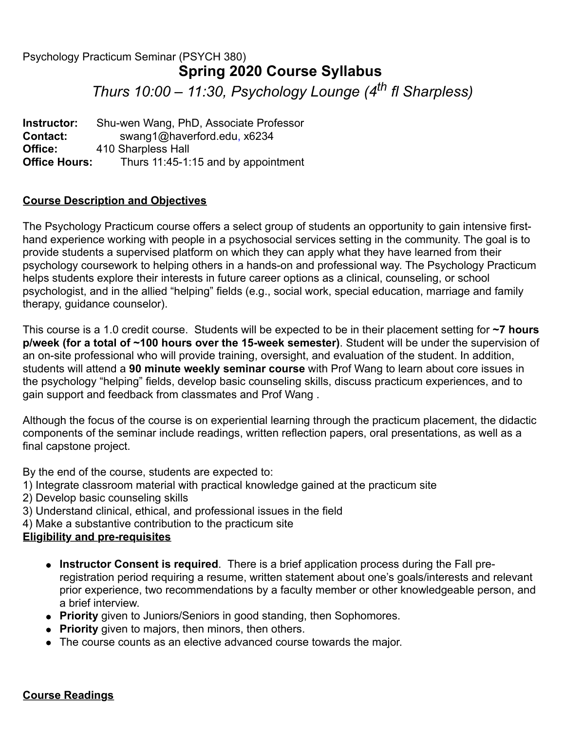Psychology Practicum Seminar (PSYCH 380)

# Spring 2020 Course Syllabus

*Thurs 10:00 – 11:30, Psychology Lounge (4th fl Sharpless)*

**Instructor:** Shu-wen Wang, PhD, Associate Professor
**Contact:** swang1@haverford.edu, x6234
**Office:** 410 Sharpless Hall
**Office Hours:** Thurs 11:45-1:15 and by appointment

## Course Description and Objectives

The Psychology Practicum course offers a select group of students an opportunity to gain intensive first-hand experience working with people in a psychosocial services setting in the community. The goal is to provide students a supervised platform on which they can apply what they have learned from their psychology coursework to helping others in a hands-on and professional way. The Psychology Practicum helps students explore their interests in future career options as a clinical, counseling, or school psychologist, and in the allied "helping" fields (e.g., social work, special education, marriage and family therapy, guidance counselor).

This course is a 1.0 credit course. Students will be expected to be in their placement setting for **~7 hours p/week (for a total of ~100 hours over the 15-week semester)**. Student will be under the supervision of an on-site professional who will provide training, oversight, and evaluation of the student. In addition, students will attend a **90 minute weekly seminar course** with Prof Wang to learn about core issues in the psychology "helping" fields, develop basic counseling skills, discuss practicum experiences, and to gain support and feedback from classmates and Prof Wang .

Although the focus of the course is on experiential learning through the practicum placement, the didactic components of the seminar include readings, written reflection papers, oral presentations, as well as a final capstone project.

By the end of the course, students are expected to:
1) Integrate classroom material with practical knowledge gained at the practicum site
2) Develop basic counseling skills
3) Understand clinical, ethical, and professional issues in the field
4) Make a substantive contribution to the practicum site

## Eligibility and pre-requisites

- **Instructor Consent is required**. There is a brief application process during the Fall pre-registration period requiring a resume, written statement about one's goals/interests and relevant prior experience, two recommendations by a faculty member or other knowledgeable person, and a brief interview.
- **Priority** given to Juniors/Seniors in good standing, then Sophomores.
- **Priority** given to majors, then minors, then others.
- The course counts as an elective advanced course towards the major.

## Course Readings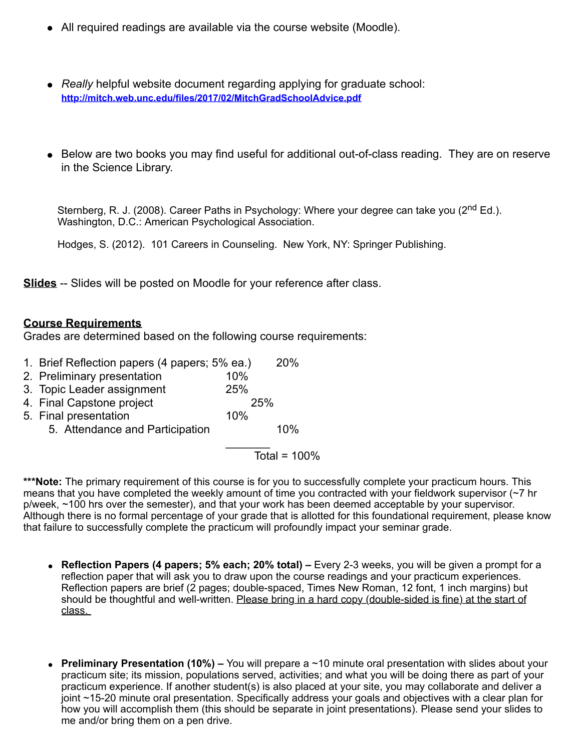- All required readings are available via the course website (Moodle).

- *Really* helpful website document regarding applying for graduate school: **http://mitch.web.unc.edu/files/2017/02/MitchGradSchoolAdvice.pdf**

- Below are two books you may find useful for additional out-of-class reading. They are on reserve in the Science Library.

  Sternberg, R. J. (2008). Career Paths in Psychology: Where your degree can take you (2nd Ed.). Washington, D.C.: American Psychological Association.

  Hodges, S. (2012). 101 Careers in Counseling. New York, NY: Springer Publishing.

**Slides** -- Slides will be posted on Moodle for your reference after class.

**Course Requirements**

Grades are determined based on the following course requirements:

1. Brief Reflection papers (4 papers; 5% ea.) 20%
2. Preliminary presentation 10%
3. Topic Leader assignment 25%
4. Final Capstone project 25%
5. Final presentation 10%
5. Attendance and Participation 10%

Total = 100%

***Note:** The primary requirement of this course is for you to successfully complete your practicum hours. This means that you have completed the weekly amount of time you contracted with your fieldwork supervisor (~7 hr p/week, ~100 hrs over the semester), and that your work has been deemed acceptable by your supervisor. Although there is no formal percentage of your grade that is allotted for this foundational requirement, please know that failure to successfully complete the practicum will profoundly impact your seminar grade.

- **Reflection Papers (4 papers; 5% each; 20% total) –** Every 2-3 weeks, you will be given a prompt for a reflection paper that will ask you to draw upon the course readings and your practicum experiences. Reflection papers are brief (2 pages; double-spaced, Times New Roman, 12 font, 1 inch margins) but should be thoughtful and well-written. Please bring in a hard copy (double-sided is fine) at the start of class.

- **Preliminary Presentation (10%) –** You will prepare a ~10 minute oral presentation with slides about your practicum site; its mission, populations served, activities; and what you will be doing there as part of your practicum experience. If another student(s) is also placed at your site, you may collaborate and deliver a joint ~15-20 minute oral presentation. Specifically address your goals and objectives with a clear plan for how you will accomplish them (this should be separate in joint presentations). Please send your slides to me and/or bring them on a pen drive.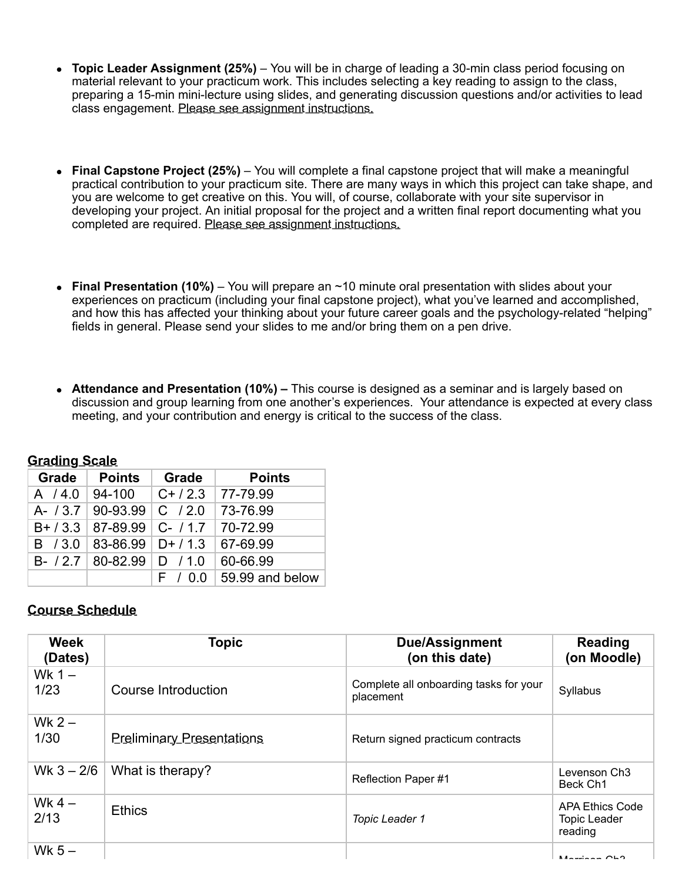- **Topic Leader Assignment (25%)** – You will be in charge of leading a 30-min class period focusing on material relevant to your practicum work. This includes selecting a key reading to assign to the class, preparing a 15-min mini-lecture using slides, and generating discussion questions and/or activities to lead class engagement. Please see assignment instructions.

- **Final Capstone Project (25%)** – You will complete a final capstone project that will make a meaningful practical contribution to your practicum site. There are many ways in which this project can take shape, and you are welcome to get creative on this. You will, of course, collaborate with your site supervisor in developing your project. An initial proposal for the project and a written final report documenting what you completed are required. Please see assignment instructions.

- **Final Presentation (10%)** – You will prepare an ~10 minute oral presentation with slides about your experiences on practicum (including your final capstone project), what you've learned and accomplished, and how this has affected your thinking about your future career goals and the psychology-related "helping" fields in general. Please send your slides to me and/or bring them on a pen drive.

- **Attendance and Presentation (10%) –** This course is designed as a seminar and is largely based on discussion and group learning from one another's experiences. Your attendance is expected at every class meeting, and your contribution and energy is critical to the success of the class.

## Grading Scale

| Grade | Points | Grade | Points |
|---|---|---|---|
| A / 4.0 | 94-100 | C+ / 2.3 | 77-79.99 |
| A- / 3.7 | 90-93.99 | C / 2.0 | 73-76.99 |
| B+ / 3.3 | 87-89.99 | C- / 1.7 | 70-72.99 |
| B / 3.0 | 83-86.99 | D+ / 1.3 | 67-69.99 |
| B- / 2.7 | 80-82.99 | D / 1.0 | 60-66.99 |
| | | F / 0.0 | 59.99 and below |

## Course Schedule

| Week (Dates) | Topic | Due/Assignment (on this date) | Reading (on Moodle) |
|---|---|---|---|
| Wk 1 – 1/23 | Course Introduction | Complete all onboarding tasks for your placement | Syllabus |
| Wk 2 – 1/30 | Preliminary Presentations | Return signed practicum contracts | |
| Wk 3 – 2/6 | What is therapy? | Reflection Paper #1 | Levenson Ch3 Beck Ch1 |
| Wk 4 – 2/13 | Ethics | *Topic Leader 1* | APA Ethics Code Topic Leader reading |
| Wk 5 – | | | Morrison Ch3 |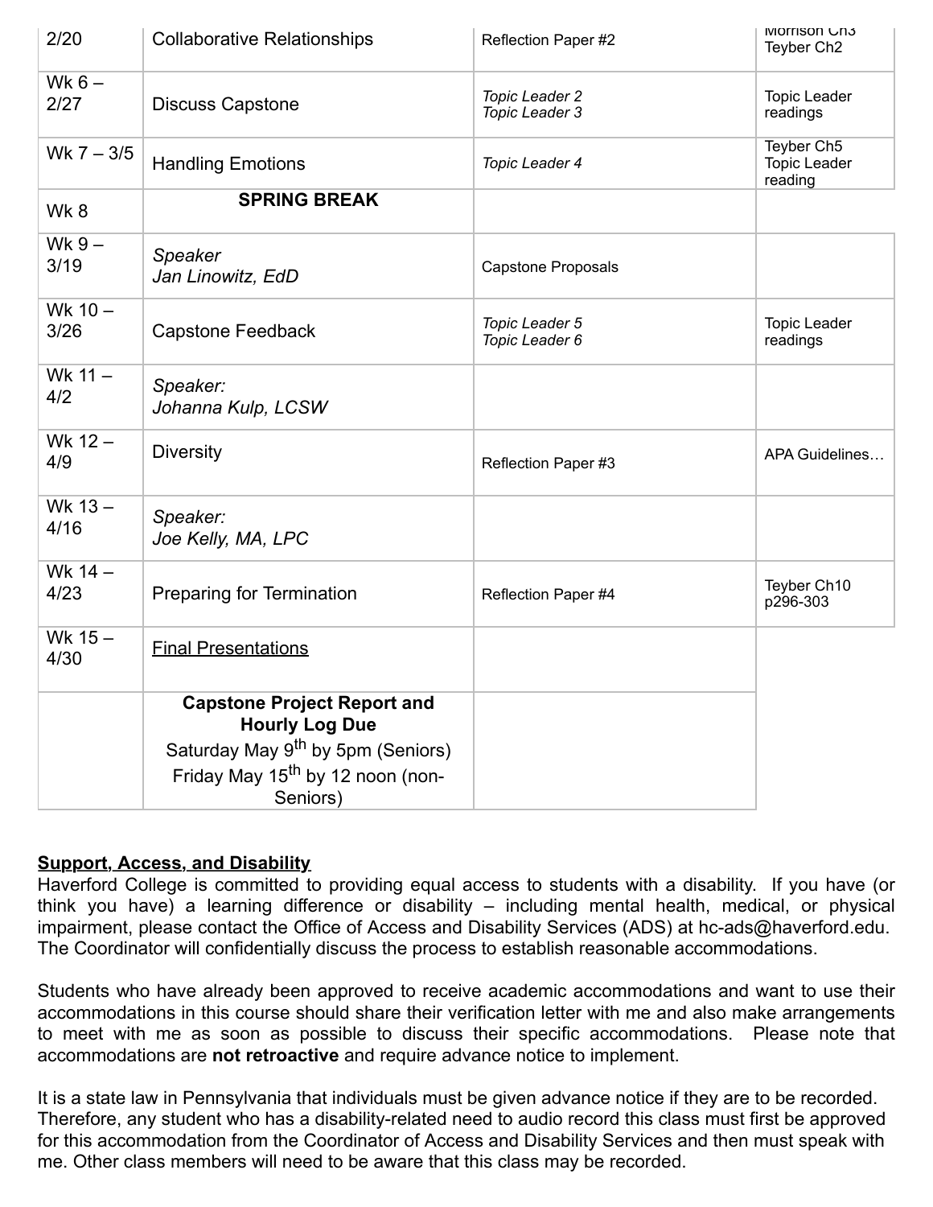| | | | |
|---|---|---|---|
| 2/20 | Collaborative Relationships | Reflection Paper #2 | Morrison Ch3<br>Teyber Ch2 |
| Wk 6 – 2/27 | Discuss Capstone | *Topic Leader 2*<br>*Topic Leader 3* | Topic Leader readings |
| Wk 7 – 3/5 | Handling Emotions | *Topic Leader 4* | Teyber Ch5<br>Topic Leader reading |
| Wk 8 | **SPRING BREAK** | | |
| Wk 9 – 3/19 | *Speaker*<br>*Jan Linowitz, EdD* | Capstone Proposals | |
| Wk 10 – 3/26 | Capstone Feedback | *Topic Leader 5*<br>*Topic Leader 6* | Topic Leader readings |
| Wk 11 – 4/2 | *Speaker:*<br>*Johanna Kulp, LCSW* | | |
| Wk 12 – 4/9 | Diversity | Reflection Paper #3 | APA Guidelines… |
| Wk 13 – 4/16 | *Speaker:*<br>*Joe Kelly, MA, LPC* | | |
| Wk 14 – 4/23 | Preparing for Termination | Reflection Paper #4 | Teyber Ch10 p296-303 |
| Wk 15 – 4/30 | Final Presentations | | |
| | **Capstone Project Report and Hourly Log Due**<br>Saturday May 9th by 5pm (Seniors)<br>Friday May 15th by 12 noon (non-Seniors) | | |

**Support, Access, and Disability**

Haverford College is committed to providing equal access to students with a disability. If you have (or think you have) a learning difference or disability – including mental health, medical, or physical impairment, please contact the Office of Access and Disability Services (ADS) at hc-ads@haverford.edu. The Coordinator will confidentially discuss the process to establish reasonable accommodations.

Students who have already been approved to receive academic accommodations and want to use their accommodations in this course should share their verification letter with me and also make arrangements to meet with me as soon as possible to discuss their specific accommodations. Please note that accommodations are **not retroactive** and require advance notice to implement.

It is a state law in Pennsylvania that individuals must be given advance notice if they are to be recorded. Therefore, any student who has a disability-related need to audio record this class must first be approved for this accommodation from the Coordinator of Access and Disability Services and then must speak with me. Other class members will need to be aware that this class may be recorded.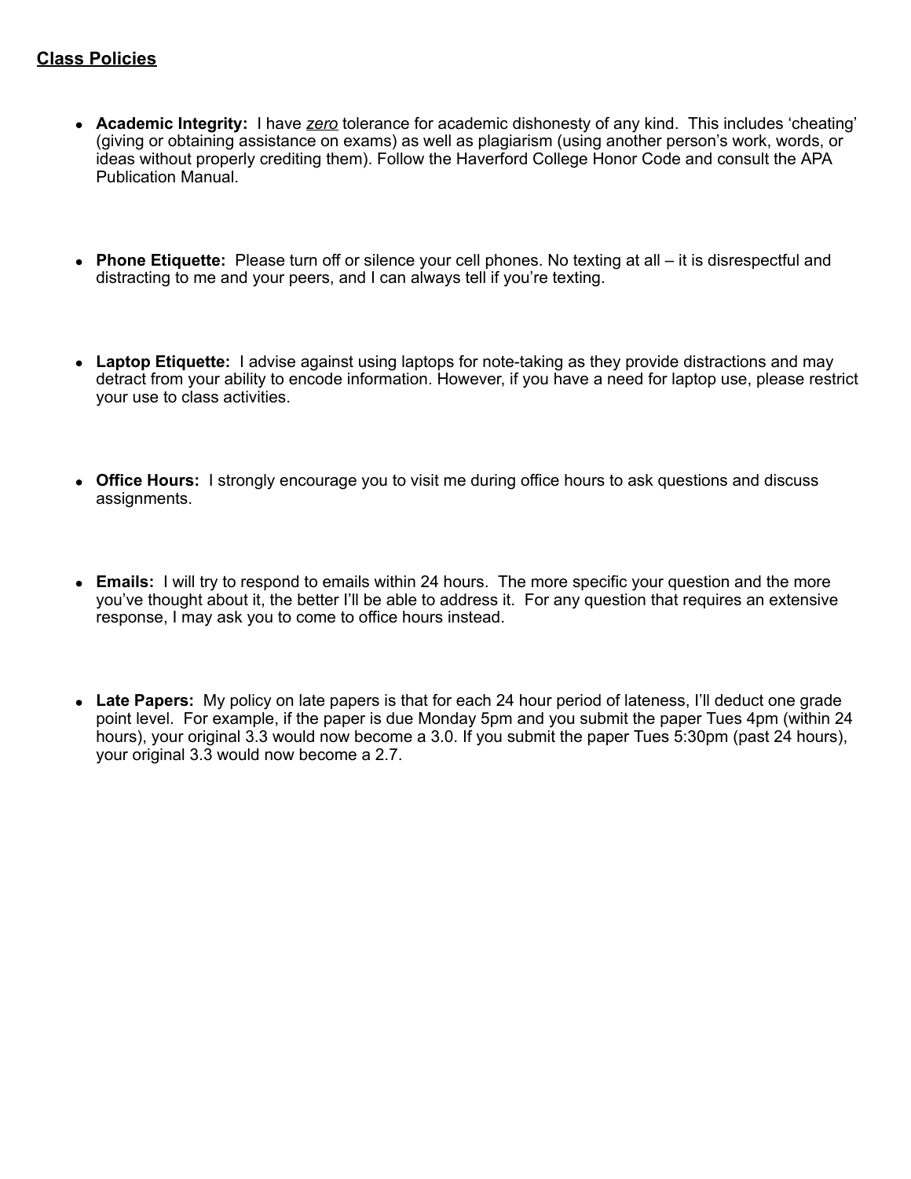## <u>Class Policies</u>

- **Academic Integrity:** I have <u>*zero*</u> tolerance for academic dishonesty of any kind. This includes 'cheating' (giving or obtaining assistance on exams) as well as plagiarism (using another person's work, words, or ideas without properly crediting them). Follow the Haverford College Honor Code and consult the APA Publication Manual.

- **Phone Etiquette:** Please turn off or silence your cell phones. No texting at all – it is disrespectful and distracting to me and your peers, and I can always tell if you're texting.

- **Laptop Etiquette:** I advise against using laptops for note-taking as they provide distractions and may detract from your ability to encode information. However, if you have a need for laptop use, please restrict your use to class activities.

- **Office Hours:** I strongly encourage you to visit me during office hours to ask questions and discuss assignments.

- **Emails:** I will try to respond to emails within 24 hours. The more specific your question and the more you've thought about it, the better I'll be able to address it. For any question that requires an extensive response, I may ask you to come to office hours instead.

- **Late Papers:** My policy on late papers is that for each 24 hour period of lateness, I'll deduct one grade point level. For example, if the paper is due Monday 5pm and you submit the paper Tues 4pm (within 24 hours), your original 3.3 would now become a 3.0. If you submit the paper Tues 5:30pm (past 24 hours), your original 3.3 would now become a 2.7.